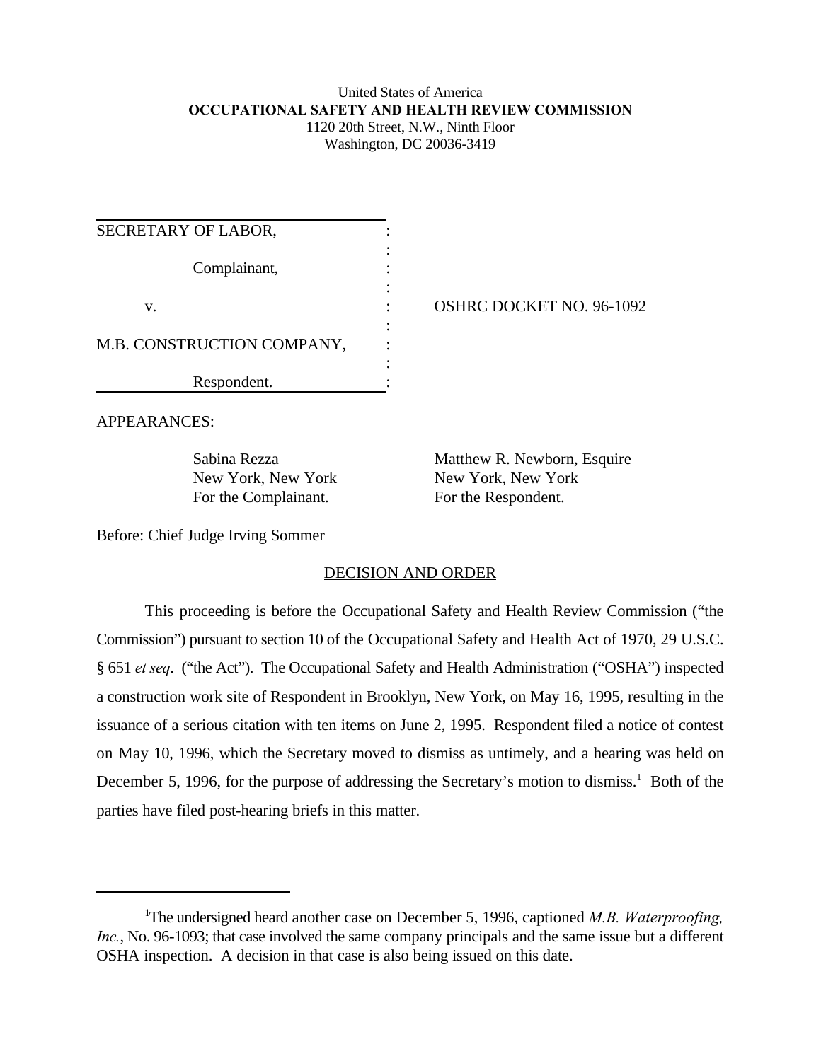United States of America
**OCCUPATIONAL SAFETY AND HEALTH REVIEW COMMISSION**
1120 20th Street, N.W., Ninth Floor
Washington, DC 20036-3419

| | | |
|---|---|---|
| SECRETARY OF LABOR, | : | |
| Complainant, | : | |
| v. | : | OSHRC DOCKET NO. 96-1092 |
| M.B. CONSTRUCTION COMPANY, | : | |
| Respondent. | : | |

APPEARANCES:

| | |
|---|---|
| Sabina Rezza | Matthew R. Newborn, Esquire |
| New York, New York | New York, New York |
| For the Complainant. | For the Respondent. |

Before: Chief Judge Irving Sommer

## DECISION AND ORDER

This proceeding is before the Occupational Safety and Health Review Commission ("the Commission") pursuant to section 10 of the Occupational Safety and Health Act of 1970, 29 U.S.C. § 651 *et seq*. ("the Act"). The Occupational Safety and Health Administration ("OSHA") inspected a construction work site of Respondent in Brooklyn, New York, on May 16, 1995, resulting in the issuance of a serious citation with ten items on June 2, 1995. Respondent filed a notice of contest on May 10, 1996, which the Secretary moved to dismiss as untimely, and a hearing was held on December 5, 1996, for the purpose of addressing the Secretary's motion to dismiss.[1] Both of the parties have filed post-hearing briefs in this matter.

---

[1]The undersigned heard another case on December 5, 1996, captioned *M.B. Waterproofing, Inc.*, No. 96-1093; that case involved the same company principals and the same issue but a different OSHA inspection. A decision in that case is also being issued on this date.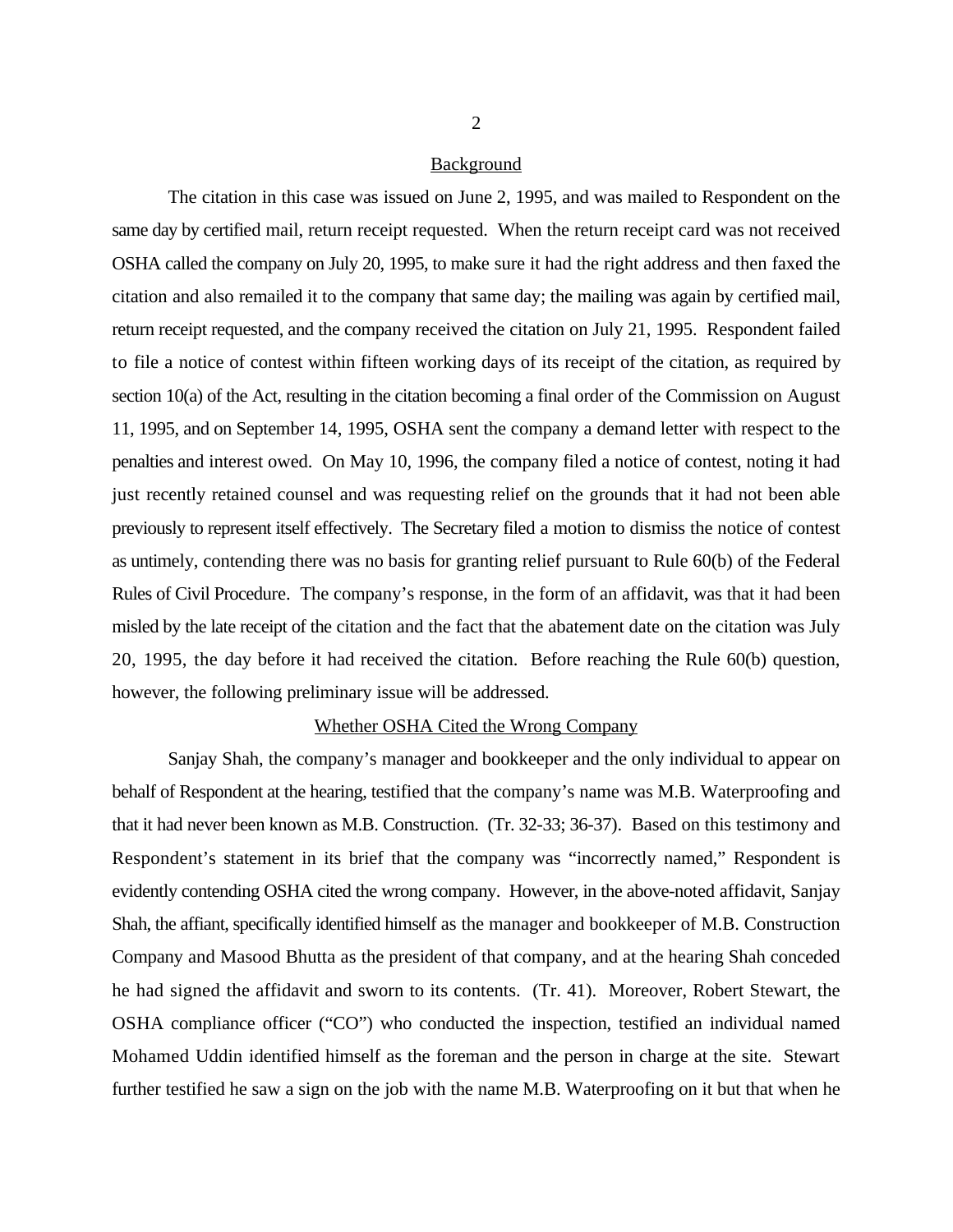## Background

The citation in this case was issued on June 2, 1995, and was mailed to Respondent on the same day by certified mail, return receipt requested. When the return receipt card was not received OSHA called the company on July 20, 1995, to make sure it had the right address and then faxed the citation and also remailed it to the company that same day; the mailing was again by certified mail, return receipt requested, and the company received the citation on July 21, 1995. Respondent failed to file a notice of contest within fifteen working days of its receipt of the citation, as required by section 10(a) of the Act, resulting in the citation becoming a final order of the Commission on August 11, 1995, and on September 14, 1995, OSHA sent the company a demand letter with respect to the penalties and interest owed. On May 10, 1996, the company filed a notice of contest, noting it had just recently retained counsel and was requesting relief on the grounds that it had not been able previously to represent itself effectively. The Secretary filed a motion to dismiss the notice of contest as untimely, contending there was no basis for granting relief pursuant to Rule 60(b) of the Federal Rules of Civil Procedure. The company's response, in the form of an affidavit, was that it had been misled by the late receipt of the citation and the fact that the abatement date on the citation was July 20, 1995, the day before it had received the citation. Before reaching the Rule 60(b) question, however, the following preliminary issue will be addressed.

## Whether OSHA Cited the Wrong Company

Sanjay Shah, the company's manager and bookkeeper and the only individual to appear on behalf of Respondent at the hearing, testified that the company's name was M.B. Waterproofing and that it had never been known as M.B. Construction. (Tr. 32-33; 36-37). Based on this testimony and Respondent's statement in its brief that the company was "incorrectly named," Respondent is evidently contending OSHA cited the wrong company. However, in the above-noted affidavit, Sanjay Shah, the affiant, specifically identified himself as the manager and bookkeeper of M.B. Construction Company and Masood Bhutta as the president of that company, and at the hearing Shah conceded he had signed the affidavit and sworn to its contents. (Tr. 41). Moreover, Robert Stewart, the OSHA compliance officer ("CO") who conducted the inspection, testified an individual named Mohamed Uddin identified himself as the foreman and the person in charge at the site. Stewart further testified he saw a sign on the job with the name M.B. Waterproofing on it but that when he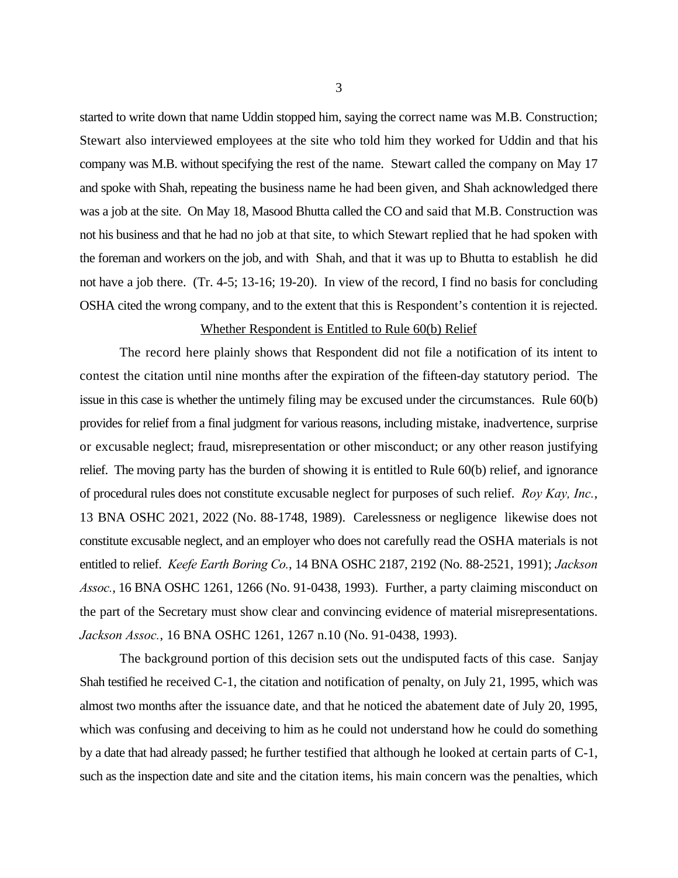started to write down that name Uddin stopped him, saying the correct name was M.B. Construction; Stewart also interviewed employees at the site who told him they worked for Uddin and that his company was M.B. without specifying the rest of the name. Stewart called the company on May 17 and spoke with Shah, repeating the business name he had been given, and Shah acknowledged there was a job at the site. On May 18, Masood Bhutta called the CO and said that M.B. Construction was not his business and that he had no job at that site, to which Stewart replied that he had spoken with the foreman and workers on the job, and with Shah, and that it was up to Bhutta to establish he did not have a job there. (Tr. 4-5; 13-16; 19-20). In view of the record, I find no basis for concluding OSHA cited the wrong company, and to the extent that this is Respondent's contention it is rejected.

## Whether Respondent is Entitled to Rule 60(b) Relief

The record here plainly shows that Respondent did not file a notification of its intent to contest the citation until nine months after the expiration of the fifteen-day statutory period. The issue in this case is whether the untimely filing may be excused under the circumstances. Rule 60(b) provides for relief from a final judgment for various reasons, including mistake, inadvertence, surprise or excusable neglect; fraud, misrepresentation or other misconduct; or any other reason justifying relief. The moving party has the burden of showing it is entitled to Rule 60(b) relief, and ignorance of procedural rules does not constitute excusable neglect for purposes of such relief. *Roy Kay, Inc.*, 13 BNA OSHC 2021, 2022 (No. 88-1748, 1989). Carelessness or negligence likewise does not constitute excusable neglect, and an employer who does not carefully read the OSHA materials is not entitled to relief. *Keefe Earth Boring Co.*, 14 BNA OSHC 2187, 2192 (No. 88-2521, 1991); *Jackson Assoc.*, 16 BNA OSHC 1261, 1266 (No. 91-0438, 1993). Further, a party claiming misconduct on the part of the Secretary must show clear and convincing evidence of material misrepresentations. *Jackson Assoc.*, 16 BNA OSHC 1261, 1267 n.10 (No. 91-0438, 1993).

The background portion of this decision sets out the undisputed facts of this case. Sanjay Shah testified he received C-1, the citation and notification of penalty, on July 21, 1995, which was almost two months after the issuance date, and that he noticed the abatement date of July 20, 1995, which was confusing and deceiving to him as he could not understand how he could do something by a date that had already passed; he further testified that although he looked at certain parts of C-1, such as the inspection date and site and the citation items, his main concern was the penalties, which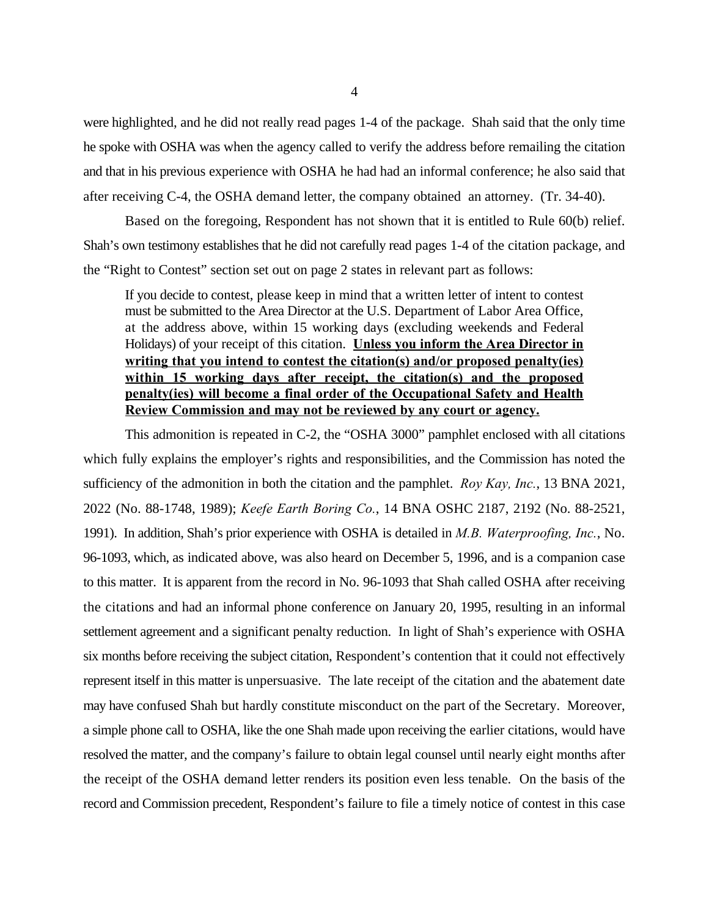were highlighted, and he did not really read pages 1-4 of the package. Shah said that the only time he spoke with OSHA was when the agency called to verify the address before remailing the citation and that in his previous experience with OSHA he had had an informal conference; he also said that after receiving C-4, the OSHA demand letter, the company obtained an attorney. (Tr. 34-40).

Based on the foregoing, Respondent has not shown that it is entitled to Rule 60(b) relief. Shah's own testimony establishes that he did not carefully read pages 1-4 of the citation package, and the "Right to Contest" section set out on page 2 states in relevant part as follows:

> If you decide to contest, please keep in mind that a written letter of intent to contest must be submitted to the Area Director at the U.S. Department of Labor Area Office, at the address above, within 15 working days (excluding weekends and Federal Holidays) of your receipt of this citation. **Unless you inform the Area Director in writing that you intend to contest the citation(s) and/or proposed penalty(ies) within 15 working days after receipt, the citation(s) and the proposed penalty(ies) will become a final order of the Occupational Safety and Health Review Commission and may not be reviewed by any court or agency.**

This admonition is repeated in C-2, the "OSHA 3000" pamphlet enclosed with all citations which fully explains the employer's rights and responsibilities, and the Commission has noted the sufficiency of the admonition in both the citation and the pamphlet. *Roy Kay, Inc.*, 13 BNA 2021, 2022 (No. 88-1748, 1989); *Keefe Earth Boring Co.*, 14 BNA OSHC 2187, 2192 (No. 88-2521, 1991). In addition, Shah's prior experience with OSHA is detailed in *M.B. Waterproofing, Inc.*, No. 96-1093, which, as indicated above, was also heard on December 5, 1996, and is a companion case to this matter. It is apparent from the record in No. 96-1093 that Shah called OSHA after receiving the citations and had an informal phone conference on January 20, 1995, resulting in an informal settlement agreement and a significant penalty reduction. In light of Shah's experience with OSHA six months before receiving the subject citation, Respondent's contention that it could not effectively represent itself in this matter is unpersuasive. The late receipt of the citation and the abatement date may have confused Shah but hardly constitute misconduct on the part of the Secretary. Moreover, a simple phone call to OSHA, like the one Shah made upon receiving the earlier citations, would have resolved the matter, and the company's failure to obtain legal counsel until nearly eight months after the receipt of the OSHA demand letter renders its position even less tenable. On the basis of the record and Commission precedent, Respondent's failure to file a timely notice of contest in this case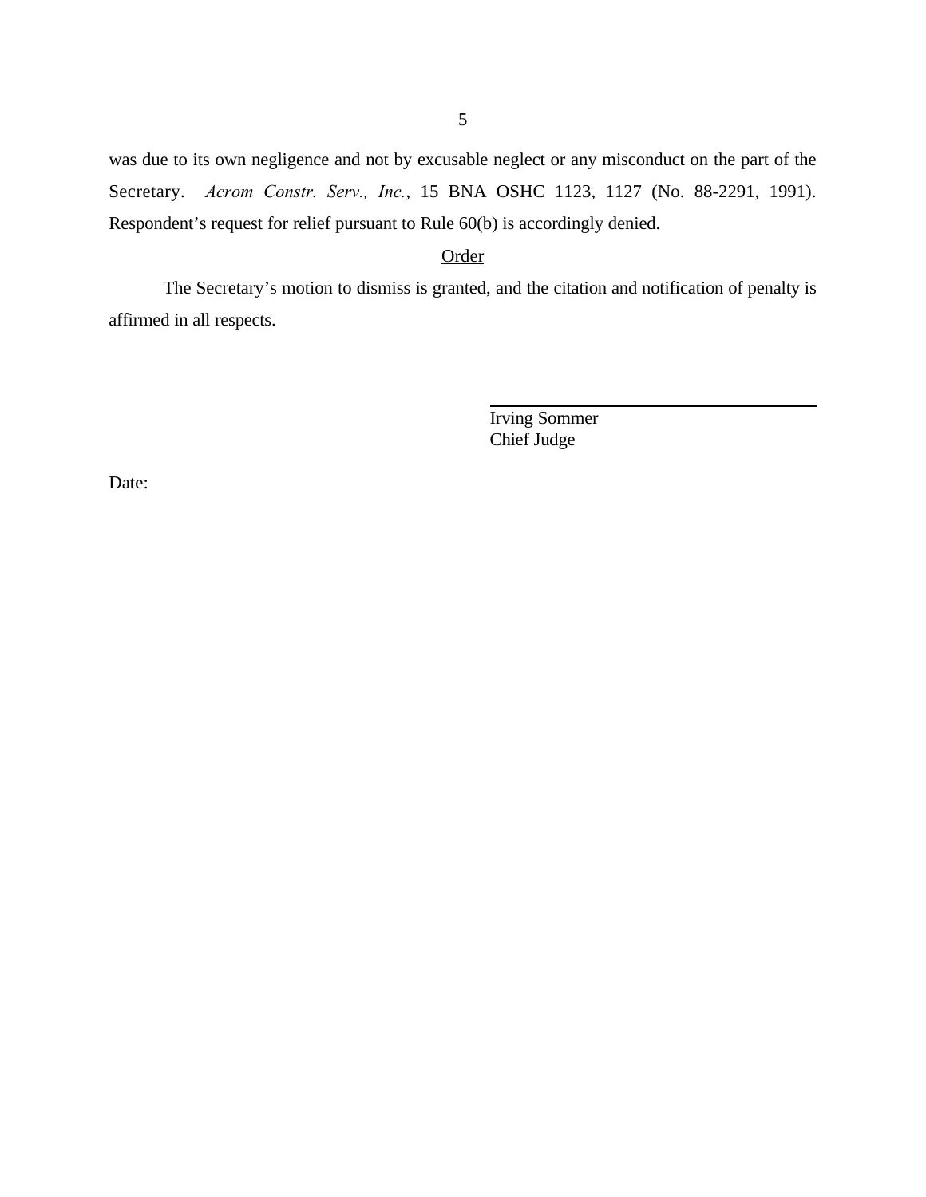was due to its own negligence and not by excusable neglect or any misconduct on the part of the Secretary. *Acrom Constr. Serv., Inc.*, 15 BNA OSHC 1123, 1127 (No. 88-2291, 1991). Respondent's request for relief pursuant to Rule 60(b) is accordingly denied.

<u>Order</u>

The Secretary's motion to dismiss is granted, and the citation and notification of penalty is affirmed in all respects.

Irving Sommer
Chief Judge

Date: